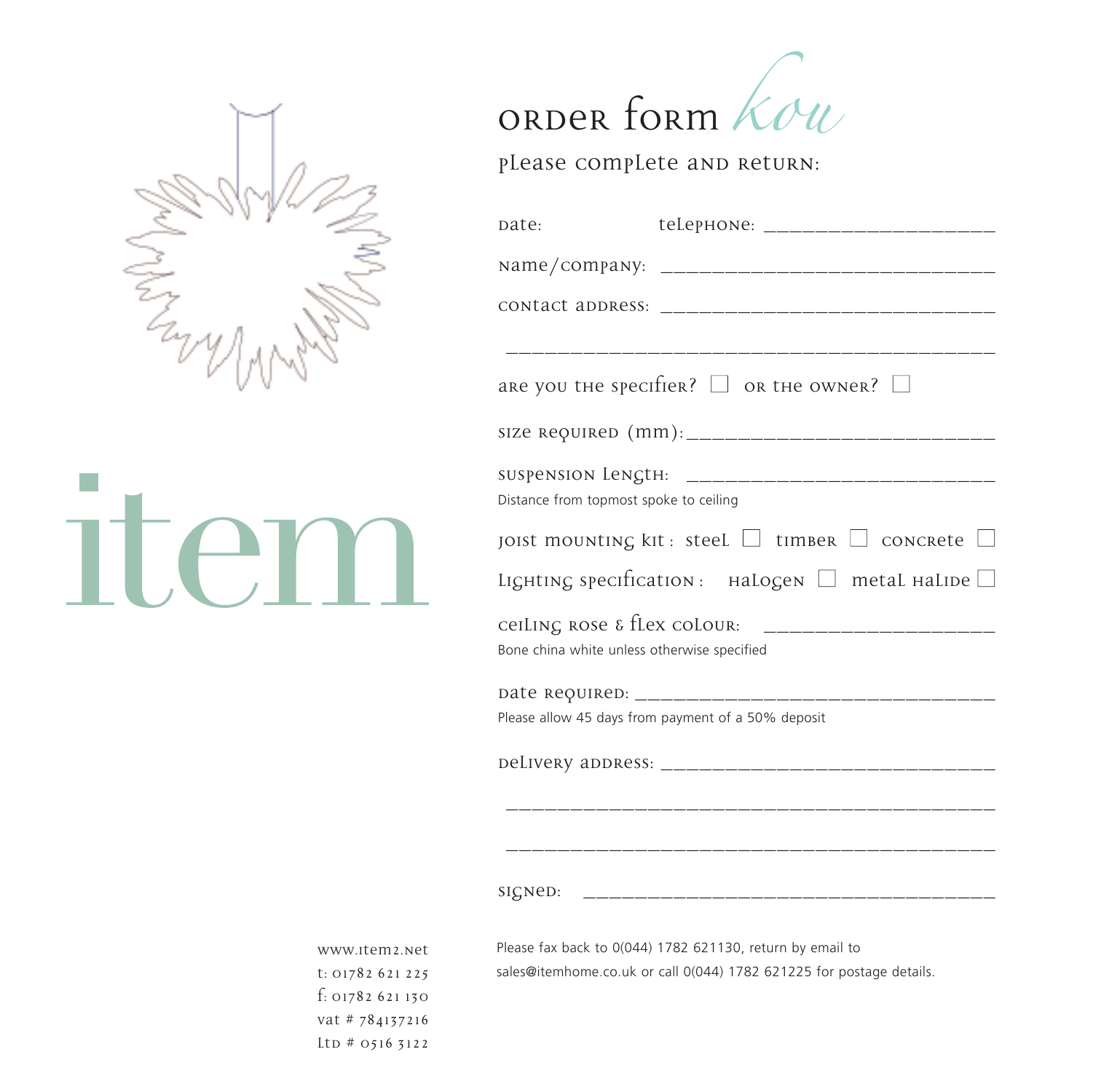item

# order form *kou*

please complete and return:

date: telephone: ____________________

name/company: ____________________________

contact address: ____________________________

________________________________________

are you the specifier? ☐ or the owner? ☐

size required (mm): ___________________________

suspension length: ___________________________

Distance from topmost spoke to ceiling

joist mounting kit: steel ☐ timber ☐ concrete ☐

lighting specification: halogen ☐ metal halide ☐

ceiling rose & flex colour: ____________________

Bone china white unless otherwise specified

date required: _______________________________

Please allow 45 days from payment of a 50% deposit

delivery address: _____________________________

________________________________________

________________________________________

signed: __________________________________

www.item2.net
t: 01782 621 225
f: 01782 621 130
vat # 784137216
Ltd # 0516 3122

Please fax back to 0(044) 1782 621130, return by email to sales@itemhome.co.uk or call 0(044) 1782 621225 for postage details.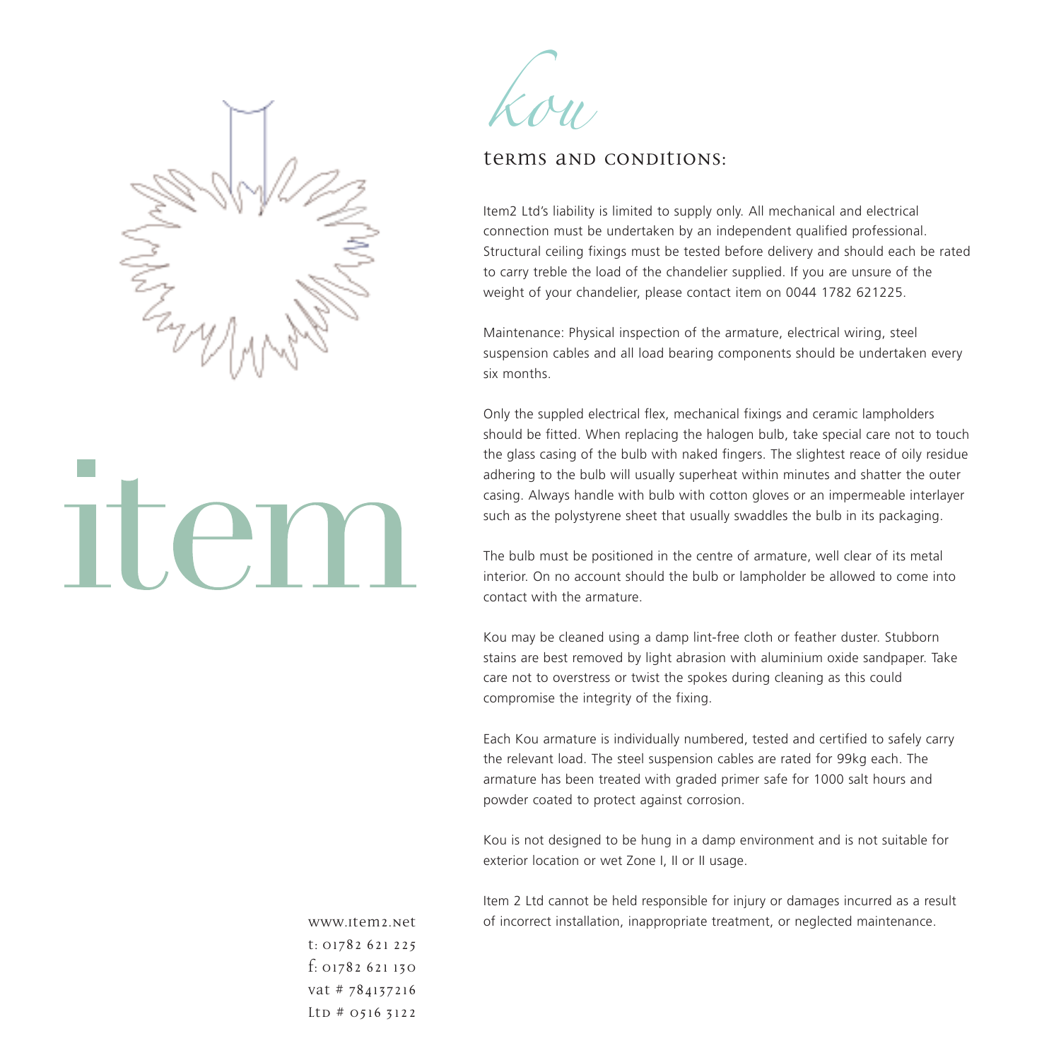# Kou

## terms and conditions:

Item2 Ltd's liability is limited to supply only. All mechanical and electrical connection must be undertaken by an independent qualified professional. Structural ceiling fixings must be tested before delivery and should each be rated to carry treble the load of the chandelier supplied. If you are unsure of the weight of your chandelier, please contact item on 0044 1782 621225.

Maintenance: Physical inspection of the armature, electrical wiring, steel suspension cables and all load bearing components should be undertaken every six months.

Only the suppled electrical flex, mechanical fixings and ceramic lampholders should be fitted. When replacing the halogen bulb, take special care not to touch the glass casing of the bulb with naked fingers. The slightest reace of oily residue adhering to the bulb will usually superheat within minutes and shatter the outer casing. Always handle with bulb with cotton gloves or an impermeable interlayer such as the polystyrene sheet that usually swaddles the bulb in its packaging.

The bulb must be positioned in the centre of armature, well clear of its metal interior. On no account should the bulb or lampholder be allowed to come into contact with the armature.

Kou may be cleaned using a damp lint-free cloth or feather duster. Stubborn stains are best removed by light abrasion with aluminium oxide sandpaper. Take care not to overstress or twist the spokes during cleaning as this could compromise the integrity of the fixing.

Each Kou armature is individually numbered, tested and certified to safely carry the relevant load. The steel suspension cables are rated for 99kg each. The armature has been treated with graded primer safe for 1000 salt hours and powder coated to protect against corrosion.

Kou is not designed to be hung in a damp environment and is not suitable for exterior location or wet Zone I, II or II usage.

Item 2 Ltd cannot be held responsible for injury or damages incurred as a result of incorrect installation, inappropriate treatment, or neglected maintenance.

item

www.item2.net
t: 01782 621 225
f: 01782 621 130
vat # 784137216
Ltd # 0516 3122